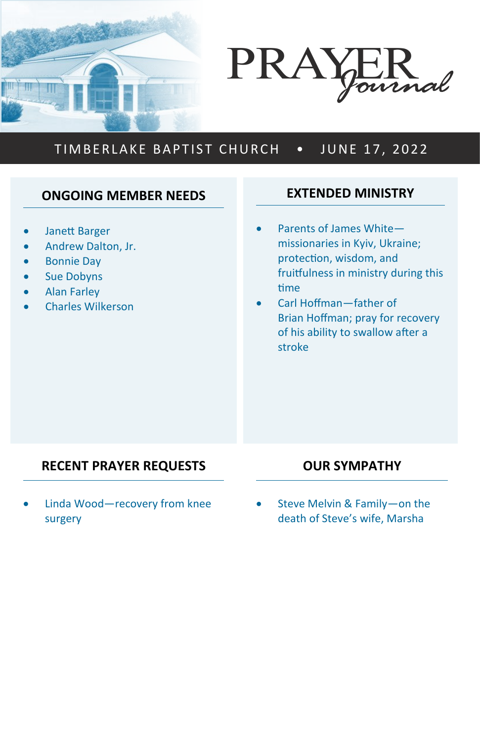# PRAYER *Journal*

TIMBERLAKE BAPTIST CHURCH • JUNE 17, 2022

## ONGOING MEMBER NEEDS

- Janett Barger
- Andrew Dalton, Jr.
- Bonnie Day
- Sue Dobyns
- Alan Farley
- Charles Wilkerson

## EXTENDED MINISTRY

- Parents of James White—missionaries in Kyiv, Ukraine; protection, wisdom, and fruitfulness in ministry during this time
- Carl Hoffman—father of Brian Hoffman; pray for recovery of his ability to swallow after a stroke

## RECENT PRAYER REQUESTS

- Linda Wood—recovery from knee surgery

## OUR SYMPATHY

- Steve Melvin & Family—on the death of Steve's wife, Marsha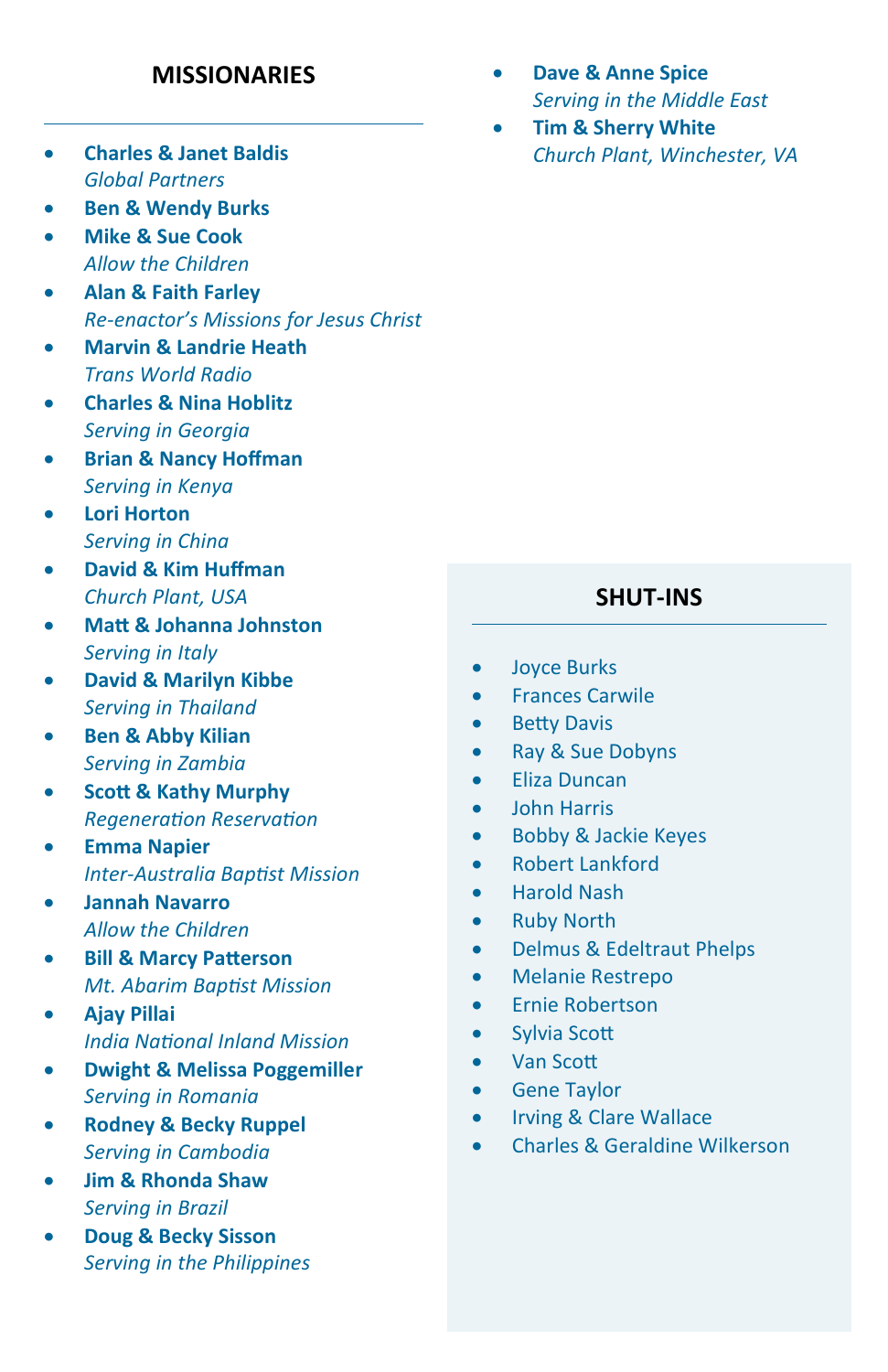## MISSIONARIES

- **Charles & Janet Baldis**
  *Global Partners*
- **Ben & Wendy Burks**
- **Mike & Sue Cook**
  *Allow the Children*
- **Alan & Faith Farley**
  *Re-enactor's Missions for Jesus Christ*
- **Marvin & Landrie Heath**
  *Trans World Radio*
- **Charles & Nina Hoblitz**
  *Serving in Georgia*
- **Brian & Nancy Hoffman**
  *Serving in Kenya*
- **Lori Horton**
  *Serving in China*
- **David & Kim Huffman**
  *Church Plant, USA*
- **Matt & Johanna Johnston**
  *Serving in Italy*
- **David & Marilyn Kibbe**
  *Serving in Thailand*
- **Ben & Abby Kilian**
  *Serving in Zambia*
- **Scott & Kathy Murphy**
  *Regeneration Reservation*
- **Emma Napier**
  *Inter-Australia Baptist Mission*
- **Jannah Navarro**
  *Allow the Children*
- **Bill & Marcy Patterson**
  *Mt. Abarim Baptist Mission*
- **Ajay Pillai**
  *India National Inland Mission*
- **Dwight & Melissa Poggemiller**
  *Serving in Romania*
- **Rodney & Becky Ruppel**
  *Serving in Cambodia*
- **Jim & Rhonda Shaw**
  *Serving in Brazil*
- **Doug & Becky Sisson**
  *Serving in the Philippines*
- **Dave & Anne Spice**
  *Serving in the Middle East*
- **Tim & Sherry White**
  *Church Plant, Winchester, VA*

## SHUT-INS

- Joyce Burks
- Frances Carwile
- Betty Davis
- Ray & Sue Dobyns
- Eliza Duncan
- John Harris
- Bobby & Jackie Keyes
- Robert Lankford
- Harold Nash
- Ruby North
- Delmus & Edeltraut Phelps
- Melanie Restrepo
- Ernie Robertson
- Sylvia Scott
- Van Scott
- Gene Taylor
- Irving & Clare Wallace
- Charles & Geraldine Wilkerson